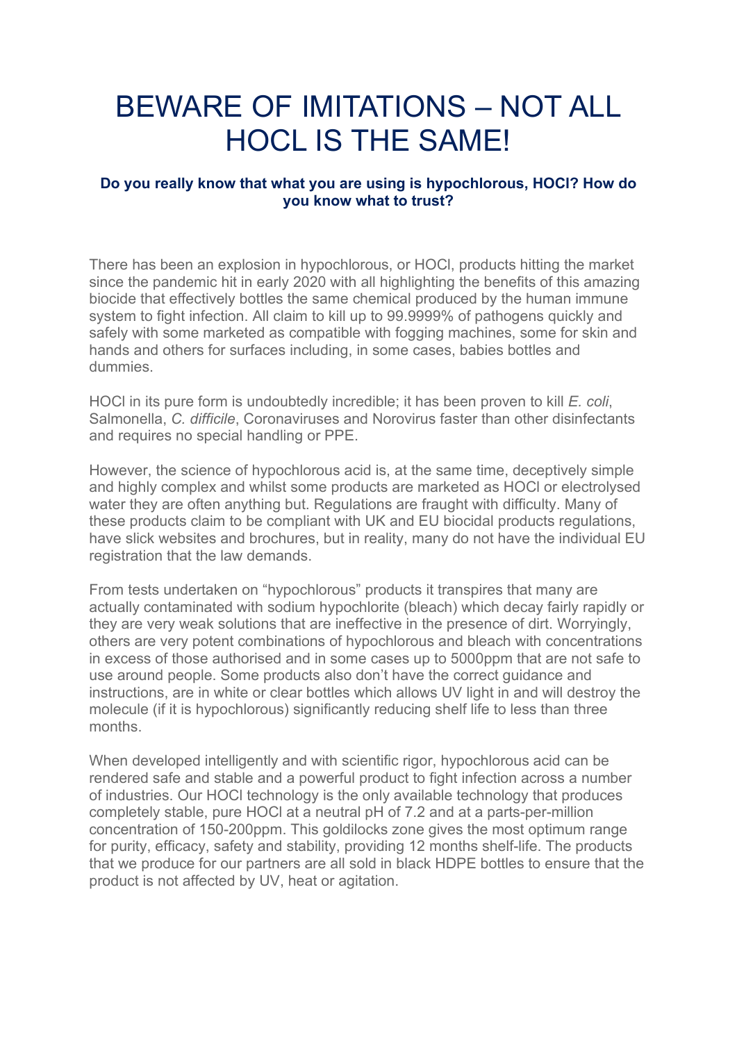# BEWARE OF IMITATIONS – NOT ALL HOCL IS THE SAME!

**Do you really know that what you are using is hypochlorous, HOCl? How do you know what to trust?**

There has been an explosion in hypochlorous, or HOCl, products hitting the market since the pandemic hit in early 2020 with all highlighting the benefits of this amazing biocide that effectively bottles the same chemical produced by the human immune system to fight infection. All claim to kill up to 99.9999% of pathogens quickly and safely with some marketed as compatible with fogging machines, some for skin and hands and others for surfaces including, in some cases, babies bottles and dummies.

HOCl in its pure form is undoubtedly incredible; it has been proven to kill *E. coli*, Salmonella, *C. difficile*, Coronaviruses and Norovirus faster than other disinfectants and requires no special handling or PPE.

However, the science of hypochlorous acid is, at the same time, deceptively simple and highly complex and whilst some products are marketed as HOCl or electrolysed water they are often anything but. Regulations are fraught with difficulty. Many of these products claim to be compliant with UK and EU biocidal products regulations, have slick websites and brochures, but in reality, many do not have the individual EU registration that the law demands.

From tests undertaken on "hypochlorous" products it transpires that many are actually contaminated with sodium hypochlorite (bleach) which decay fairly rapidly or they are very weak solutions that are ineffective in the presence of dirt. Worryingly, others are very potent combinations of hypochlorous and bleach with concentrations in excess of those authorised and in some cases up to 5000ppm that are not safe to use around people. Some products also don't have the correct guidance and instructions, are in white or clear bottles which allows UV light in and will destroy the molecule (if it is hypochlorous) significantly reducing shelf life to less than three months.

When developed intelligently and with scientific rigor, hypochlorous acid can be rendered safe and stable and a powerful product to fight infection across a number of industries. Our HOCl technology is the only available technology that produces completely stable, pure HOCl at a neutral pH of 7.2 and at a parts-per-million concentration of 150-200ppm. This goldilocks zone gives the most optimum range for purity, efficacy, safety and stability, providing 12 months shelf-life. The products that we produce for our partners are all sold in black HDPE bottles to ensure that the product is not affected by UV, heat or agitation.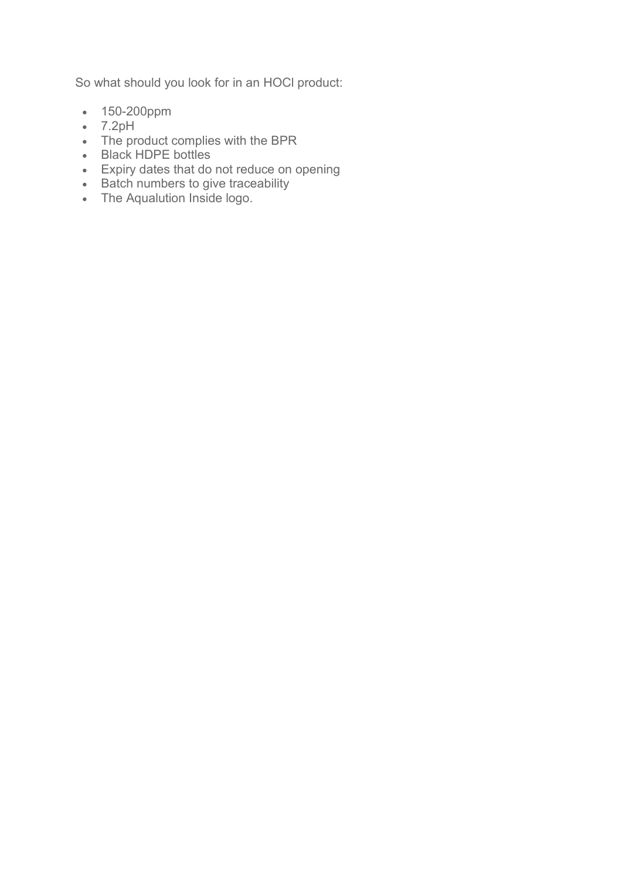So what should you look for in an HOCl product:

- 150-200ppm
- 7.2pH
- The product complies with the BPR
- Black HDPE bottles
- Expiry dates that do not reduce on opening
- Batch numbers to give traceability
- The Aqualution Inside logo.